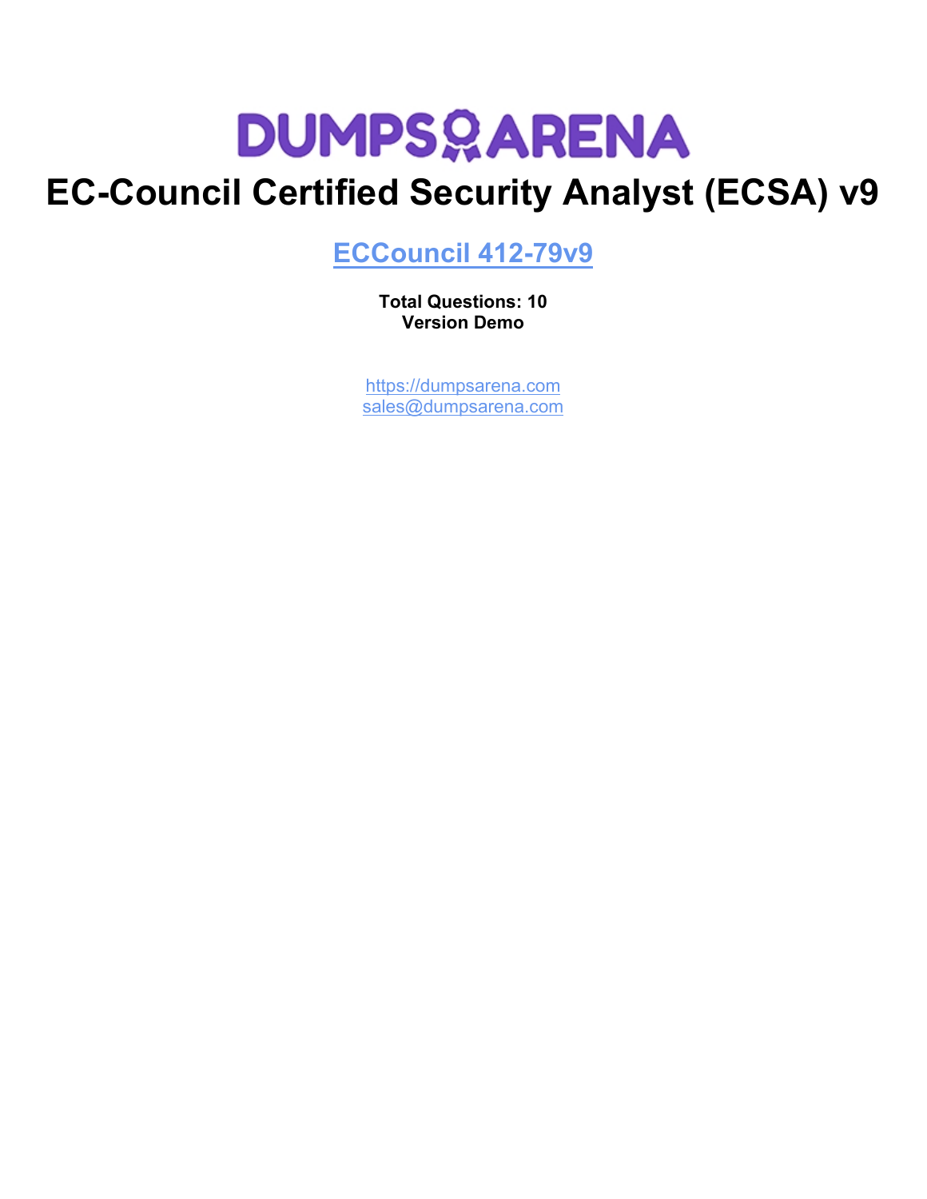# DUMPSARENA

# EC-Council Certified Security Analyst (ECSA) v9

## ECCouncil 412-79v9

**Total Questions: 10**
**Version Demo**

https://dumpsarena.com
sales@dumpsarena.com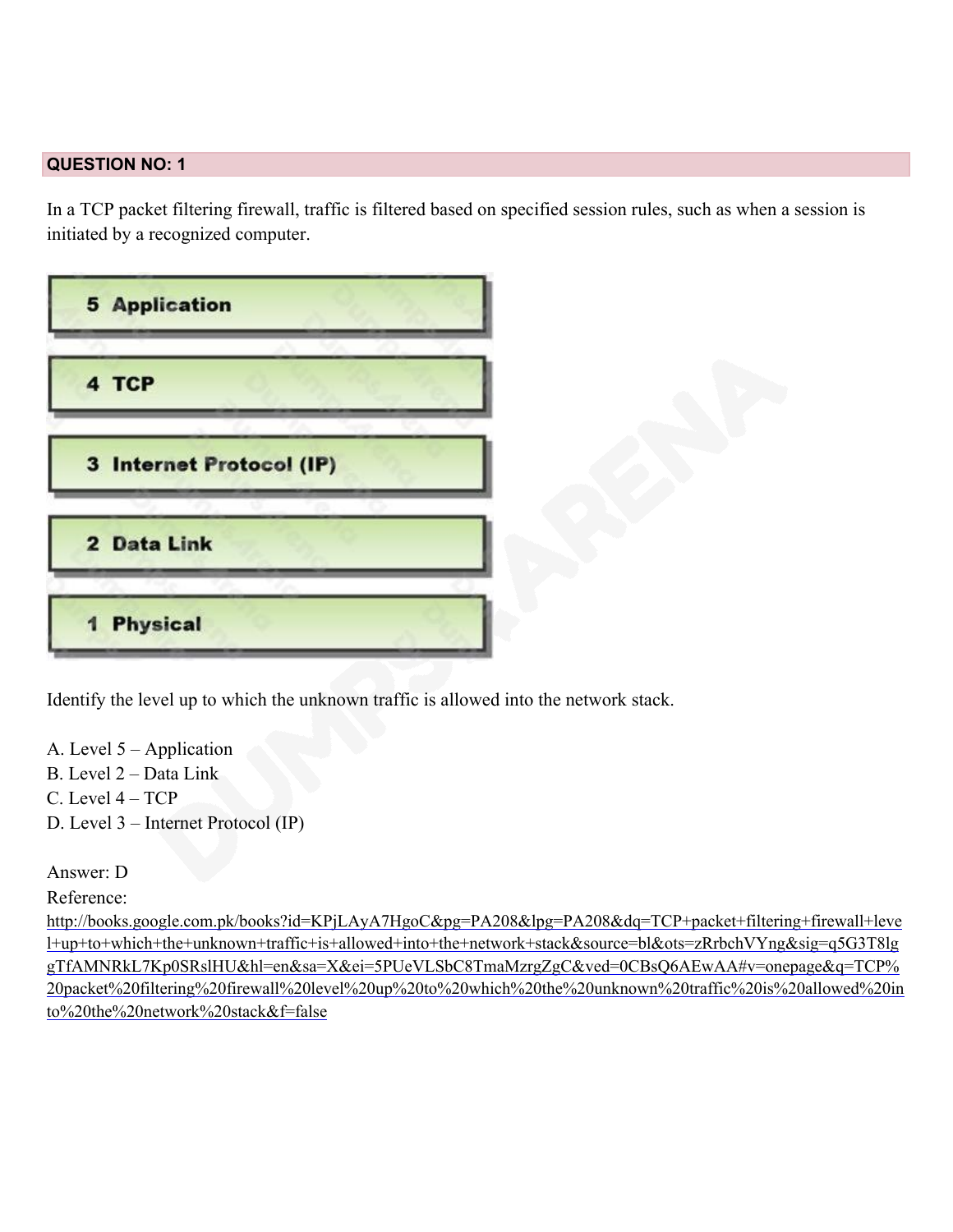**QUESTION NO: 1**

In a TCP packet filtering firewall, traffic is filtered based on specified session rules, such as when a session is initiated by a recognized computer.

5 Application

4 TCP

3 Internet Protocol (IP)

2 Data Link

1 Physical

Identify the level up to which the unknown traffic is allowed into the network stack.

A. Level 5 – Application
B. Level 2 – Data Link
C. Level 4 – TCP
D. Level 3 – Internet Protocol (IP)

Answer: D

Reference:
http://books.google.com.pk/books?id=KPjLAyA7HgoC&pg=PA208&lpg=PA208&dq=TCP+packet+filtering+firewall+level+up+to+which+the+unknown+traffic+is+allowed+into+the+network+stack&source=bl&ots=zRrbchVYng&sig=q5G3T8lggTfAMNRkL7Kp0SRslHU&hl=en&sa=X&ei=5PUeVLSbC8TmaMzrgZgC&ved=0CBsQ6AEwAA#v=onepage&q=TCP%20packet%20filtering%20firewall%20level%20up%20to%20which%20the%20unknown%20traffic%20is%20allowed%20into%20the%20network%20stack&f=false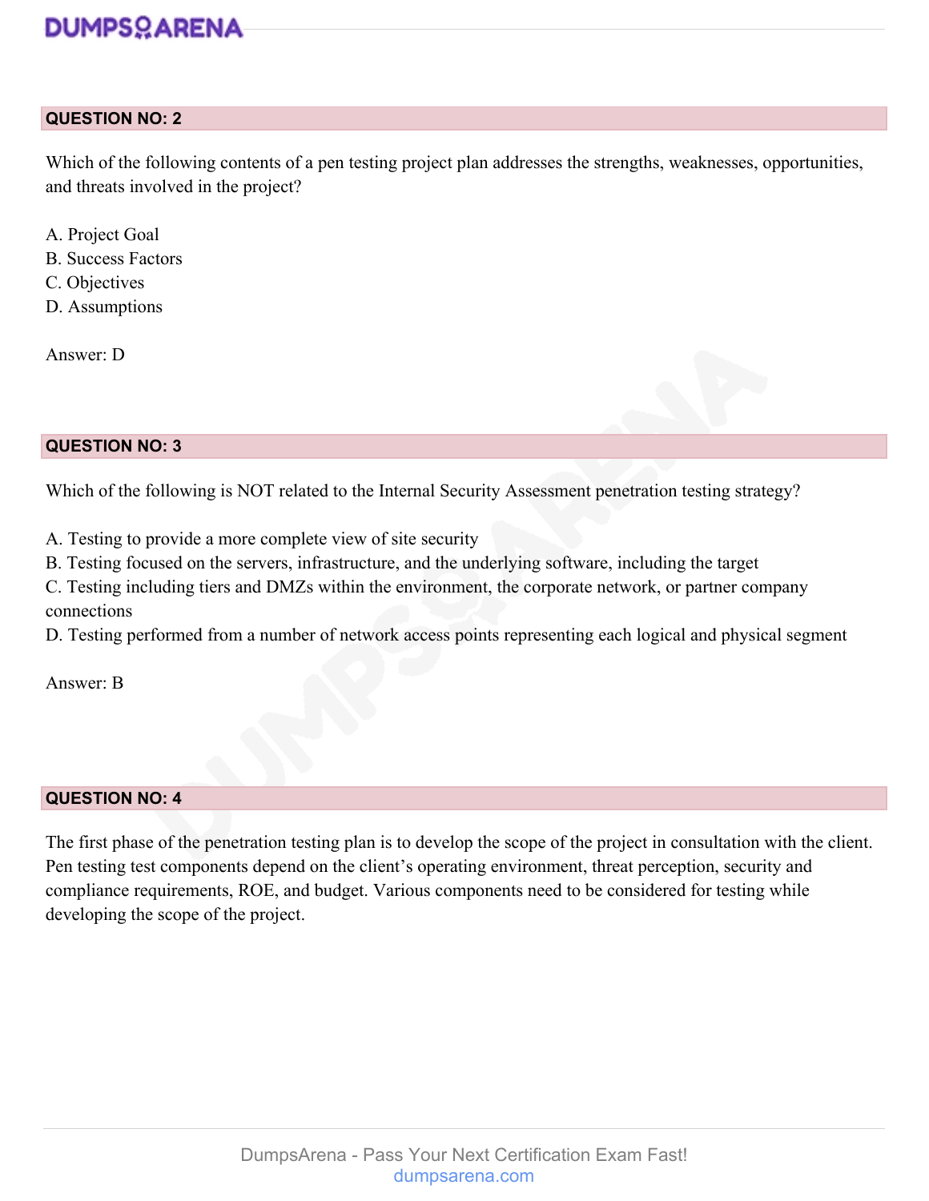**QUESTION NO: 2**

Which of the following contents of a pen testing project plan addresses the strengths, weaknesses, opportunities, and threats involved in the project?

A. Project Goal
B. Success Factors
C. Objectives
D. Assumptions

Answer: D

**QUESTION NO: 3**

Which of the following is NOT related to the Internal Security Assessment penetration testing strategy?

A. Testing to provide a more complete view of site security
B. Testing focused on the servers, infrastructure, and the underlying software, including the target
C. Testing including tiers and DMZs within the environment, the corporate network, or partner company connections
D. Testing performed from a number of network access points representing each logical and physical segment

Answer: B

**QUESTION NO: 4**

The first phase of the penetration testing plan is to develop the scope of the project in consultation with the client. Pen testing test components depend on the client's operating environment, threat perception, security and compliance requirements, ROE, and budget. Various components need to be considered for testing while developing the scope of the project.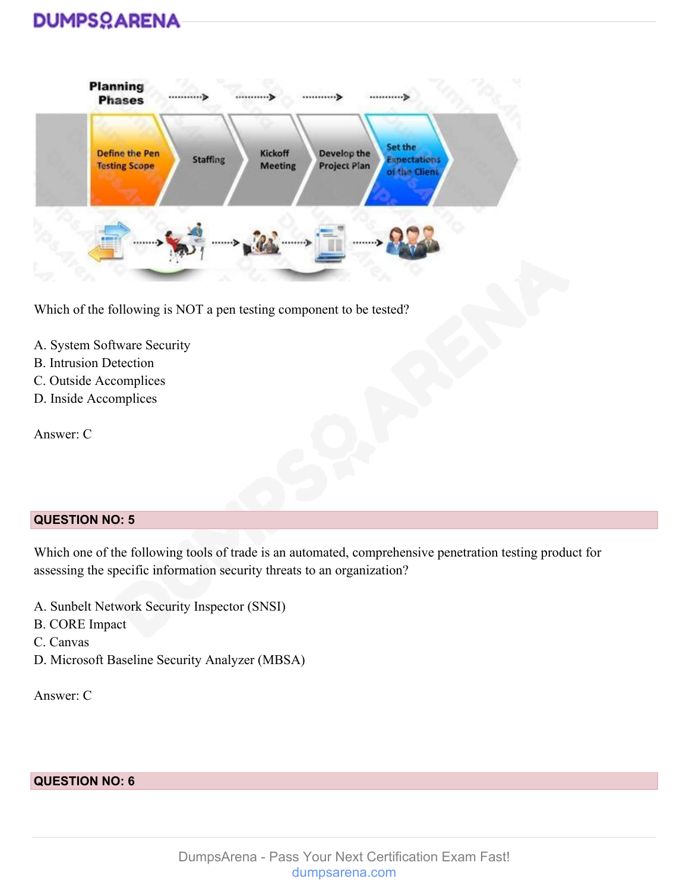Which of the following is NOT a pen testing component to be tested?

A. System Software Security
B. Intrusion Detection
C. Outside Accomplices
D. Inside Accomplices

Answer: C

**QUESTION NO: 5**

Which one of the following tools of trade is an automated, comprehensive penetration testing product for assessing the specific information security threats to an organization?

A. Sunbelt Network Security Inspector (SNSI)
B. CORE Impact
C. Canvas
D. Microsoft Baseline Security Analyzer (MBSA)

Answer: C

**QUESTION NO: 6**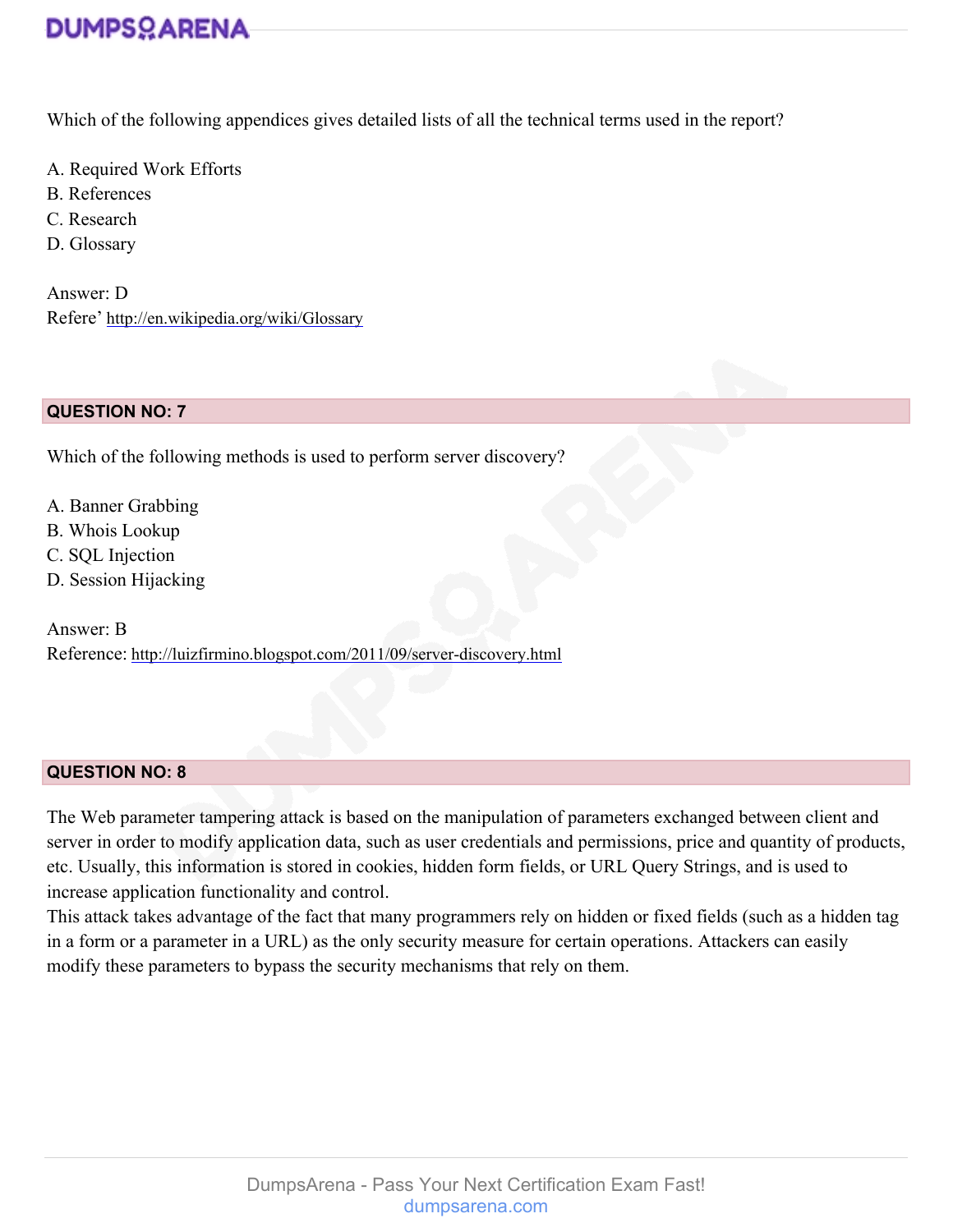Which of the following appendices gives detailed lists of all the technical terms used in the report?

A. Required Work Efforts
B. References
C. Research
D. Glossary

Answer: D
Refere' http://en.wikipedia.org/wiki/Glossary

## QUESTION NO: 7

Which of the following methods is used to perform server discovery?

A. Banner Grabbing
B. Whois Lookup
C. SQL Injection
D. Session Hijacking

Answer: B
Reference: http://luizfirmino.blogspot.com/2011/09/server-discovery.html

## QUESTION NO: 8

The Web parameter tampering attack is based on the manipulation of parameters exchanged between client and server in order to modify application data, such as user credentials and permissions, price and quantity of products, etc. Usually, this information is stored in cookies, hidden form fields, or URL Query Strings, and is used to increase application functionality and control.
This attack takes advantage of the fact that many programmers rely on hidden or fixed fields (such as a hidden tag in a form or a parameter in a URL) as the only security measure for certain operations. Attackers can easily modify these parameters to bypass the security mechanisms that rely on them.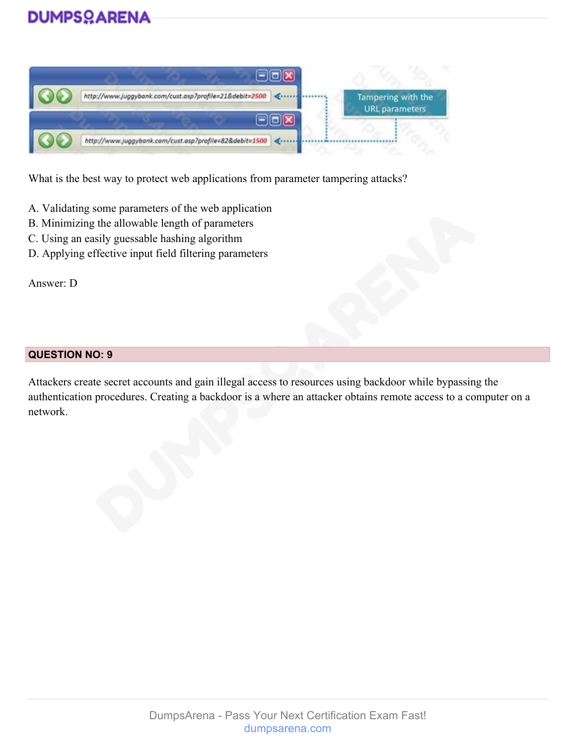What is the best way to protect web applications from parameter tampering attacks?

A. Validating some parameters of the web application
B. Minimizing the allowable length of parameters
C. Using an easily guessable hashing algorithm
D. Applying effective input field filtering parameters

Answer: D

## QUESTION NO: 9

Attackers create secret accounts and gain illegal access to resources using backdoor while bypassing the authentication procedures. Creating a backdoor is a where an attacker obtains remote access to a computer on a network.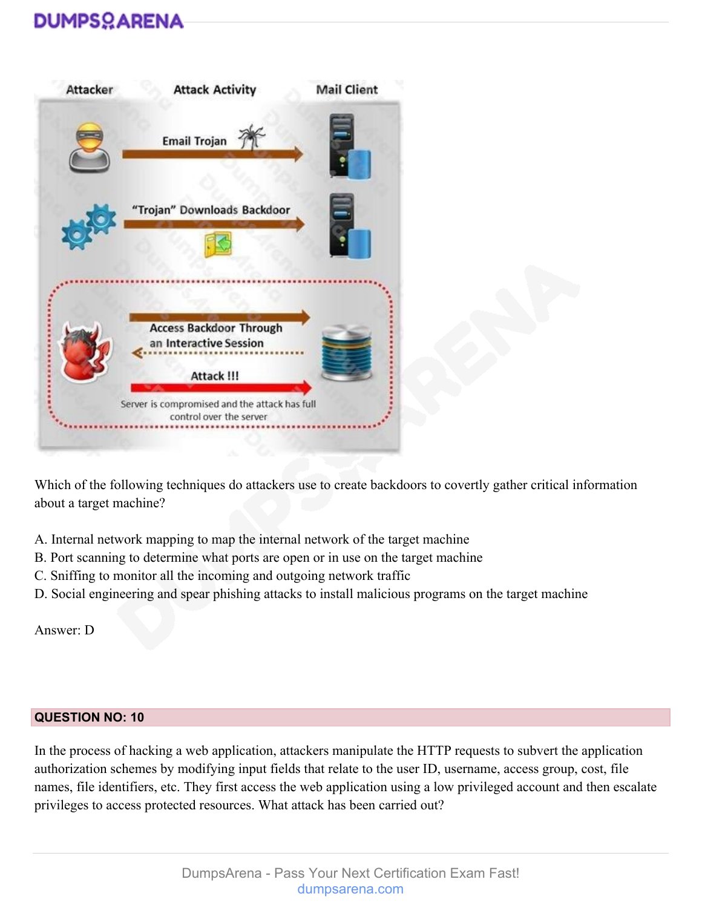Which of the following techniques do attackers use to create backdoors to covertly gather critical information about a target machine?

A. Internal network mapping to map the internal network of the target machine
B. Port scanning to determine what ports are open or in use on the target machine
C. Sniffing to monitor all the incoming and outgoing network traffic
D. Social engineering and spear phishing attacks to install malicious programs on the target machine

Answer: D

**QUESTION NO: 10**

In the process of hacking a web application, attackers manipulate the HTTP requests to subvert the application authorization schemes by modifying input fields that relate to the user ID, username, access group, cost, file names, file identifiers, etc. They first access the web application using a low privileged account and then escalate privileges to access protected resources. What attack has been carried out?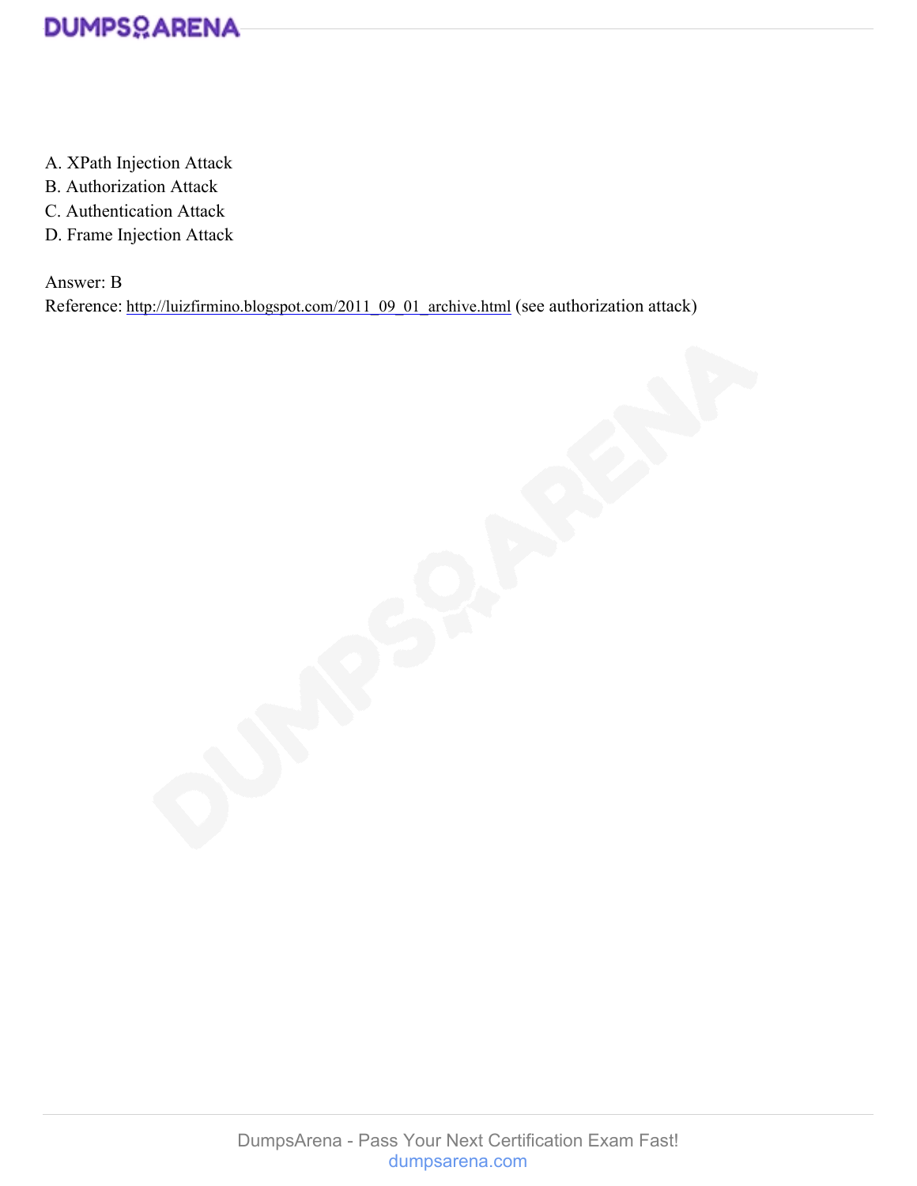A. XPath Injection Attack
B. Authorization Attack
C. Authentication Attack
D. Frame Injection Attack

Answer: B
Reference: http://luizfirmino.blogspot.com/2011_09_01_archive.html (see authorization attack)